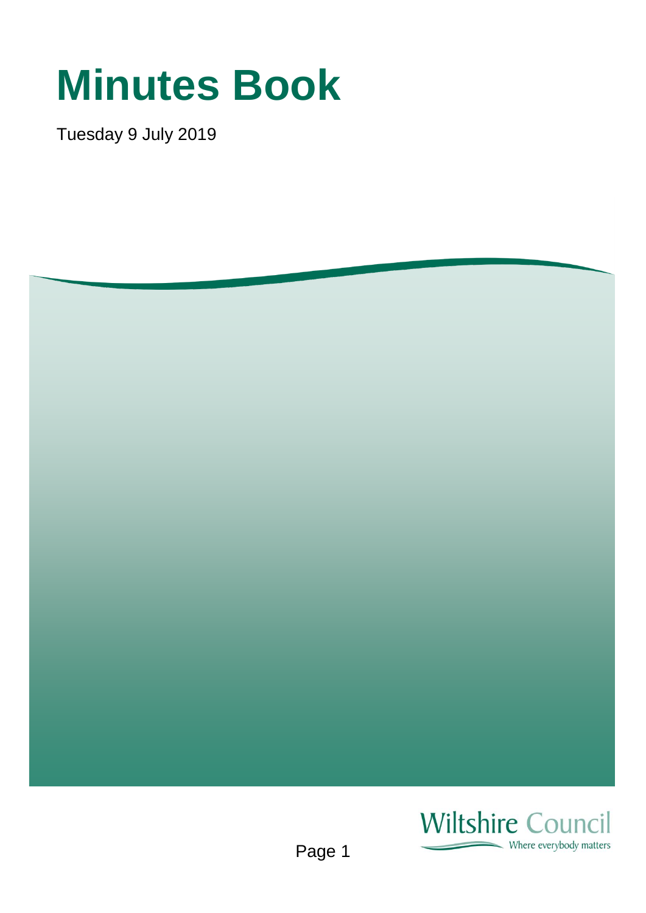# Minutes Book

Tuesday 9 July 2019

Wiltshire Council
Where everybody matters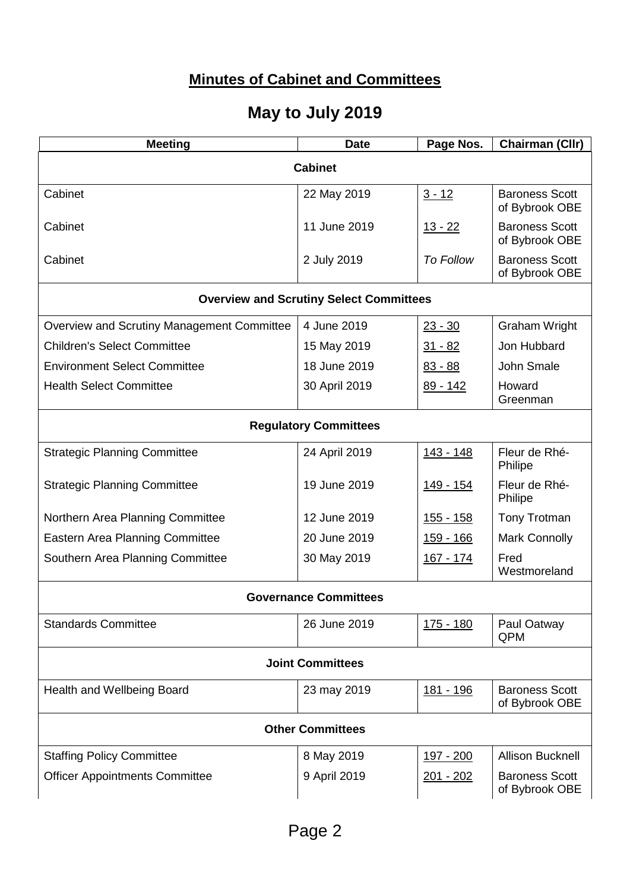# **Minutes of Cabinet and Committees**

# May to July 2019

| Meeting | Date | Page Nos. | Chairman (Cllr) |
|---|---|---|---|
| **Cabinet** | | | |
| Cabinet | 22 May 2019 | 3 - 12 | Baroness Scott of Bybrook OBE |
| Cabinet | 11 June 2019 | 13 - 22 | Baroness Scott of Bybrook OBE |
| Cabinet | 2 July 2019 | *To Follow* | Baroness Scott of Bybrook OBE |
| **Overview and Scrutiny Select Committees** | | | |
| Overview and Scrutiny Management Committee | 4 June 2019 | 23 - 30 | Graham Wright |
| Children's Select Committee | 15 May 2019 | 31 - 82 | Jon Hubbard |
| Environment Select Committee | 18 June 2019 | 83 - 88 | John Smale |
| Health Select Committee | 30 April 2019 | 89 - 142 | Howard Greenman |
| **Regulatory Committees** | | | |
| Strategic Planning Committee | 24 April 2019 | 143 - 148 | Fleur de Rhé-Philipe |
| Strategic Planning Committee | 19 June 2019 | 149 - 154 | Fleur de Rhé-Philipe |
| Northern Area Planning Committee | 12 June 2019 | 155 - 158 | Tony Trotman |
| Eastern Area Planning Committee | 20 June 2019 | 159 - 166 | Mark Connolly |
| Southern Area Planning Committee | 30 May 2019 | 167 - 174 | Fred Westmoreland |
| **Governance Committees** | | | |
| Standards Committee | 26 June 2019 | 175 - 180 | Paul Oatway QPM |
| **Joint Committees** | | | |
| Health and Wellbeing Board | 23 may 2019 | 181 - 196 | Baroness Scott of Bybrook OBE |
| **Other Committees** | | | |
| Staffing Policy Committee | 8 May 2019 | 197 - 200 | Allison Bucknell |
| Officer Appointments Committee | 9 April 2019 | 201 - 202 | Baroness Scott of Bybrook OBE |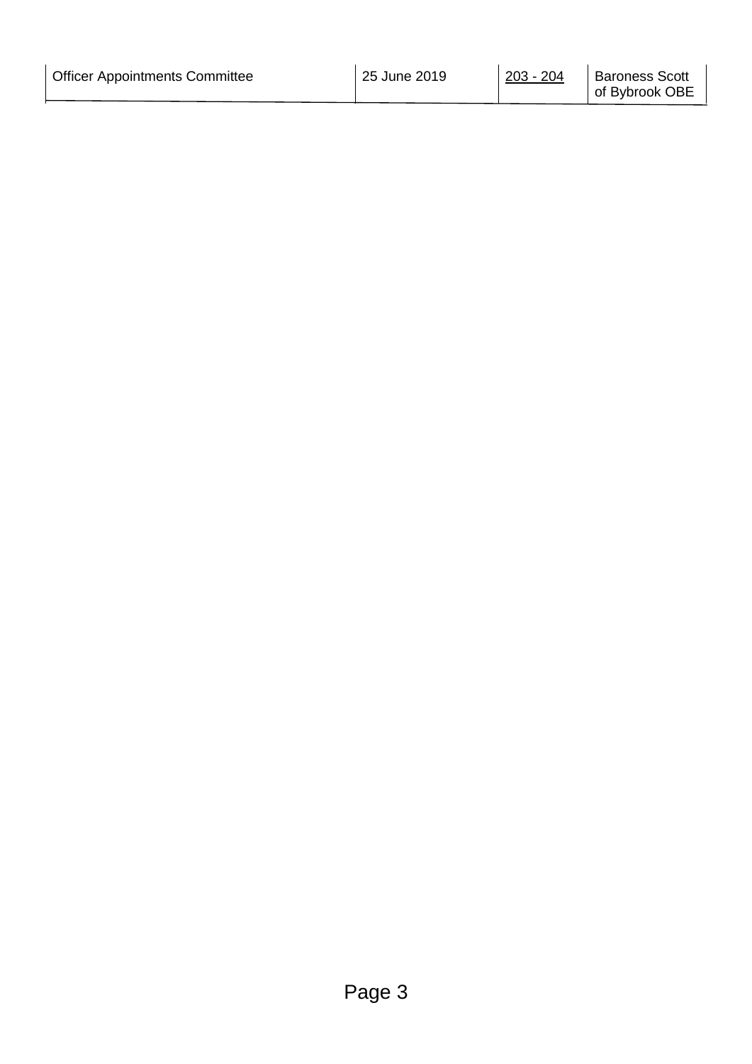| | | | |
|---|---|---|---|
| Officer Appointments Committee | 25 June 2019 | 203 - 204 | Baroness Scott of Bybrook OBE |